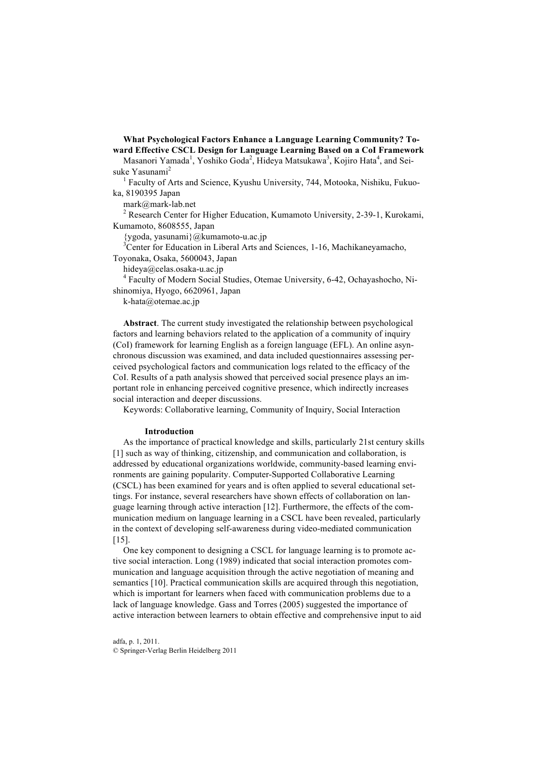# What Psychological Factors Enhance a Language Learning Community? Toward Effective CSCL Design for Language Learning Based on a CoI Framework

Masanori Yamada[1], Yoshiko Goda[2], Hideya Matsukawa[3], Kojiro Hata[4], and Seisuke Yasunami[2]

[1] Faculty of Arts and Science, Kyushu University, 744, Motooka, Nishiku, Fukuoka, 8190395 Japan
mark@mark-lab.net

[2] Research Center for Higher Education, Kumamoto University, 2-39-1, Kurokami, Kumamoto, 8608555, Japan
{ygoda, yasunami}@kumamoto-u.ac.jp

[3] Center for Education in Liberal Arts and Sciences, 1-16, Machikaneyamacho, Toyonaka, Osaka, 5600043, Japan
hideya@celas.osaka-u.ac.jp

[4] Faculty of Modern Social Studies, Otemae University, 6-42, Ochayashocho, Nishinomiya, Hyogo, 6620961, Japan
k-hata@otemae.ac.jp

**Abstract**. The current study investigated the relationship between psychological factors and learning behaviors related to the application of a community of inquiry (CoI) framework for learning English as a foreign language (EFL). An online asynchronous discussion was examined, and data included questionnaires assessing perceived psychological factors and communication logs related to the efficacy of the CoI. Results of a path analysis showed that perceived social presence plays an important role in enhancing perceived cognitive presence, which indirectly increases social interaction and deeper discussions.

Keywords: Collaborative learning, Community of Inquiry, Social Interaction

## Introduction

As the importance of practical knowledge and skills, particularly 21st century skills [1] such as way of thinking, citizenship, and communication and collaboration, is addressed by educational organizations worldwide, community-based learning environments are gaining popularity. Computer-Supported Collaborative Learning (CSCL) has been examined for years and is often applied to several educational settings. For instance, several researchers have shown effects of collaboration on language learning through active interaction [12]. Furthermore, the effects of the communication medium on language learning in a CSCL have been revealed, particularly in the context of developing self-awareness during video-mediated communication [15].

One key component to designing a CSCL for language learning is to promote active social interaction. Long (1989) indicated that social interaction promotes communication and language acquisition through the active negotiation of meaning and semantics [10]. Practical communication skills are acquired through this negotiation, which is important for learners when faced with communication problems due to a lack of language knowledge. Gass and Torres (2005) suggested the importance of active interaction between learners to obtain effective and comprehensive input to aid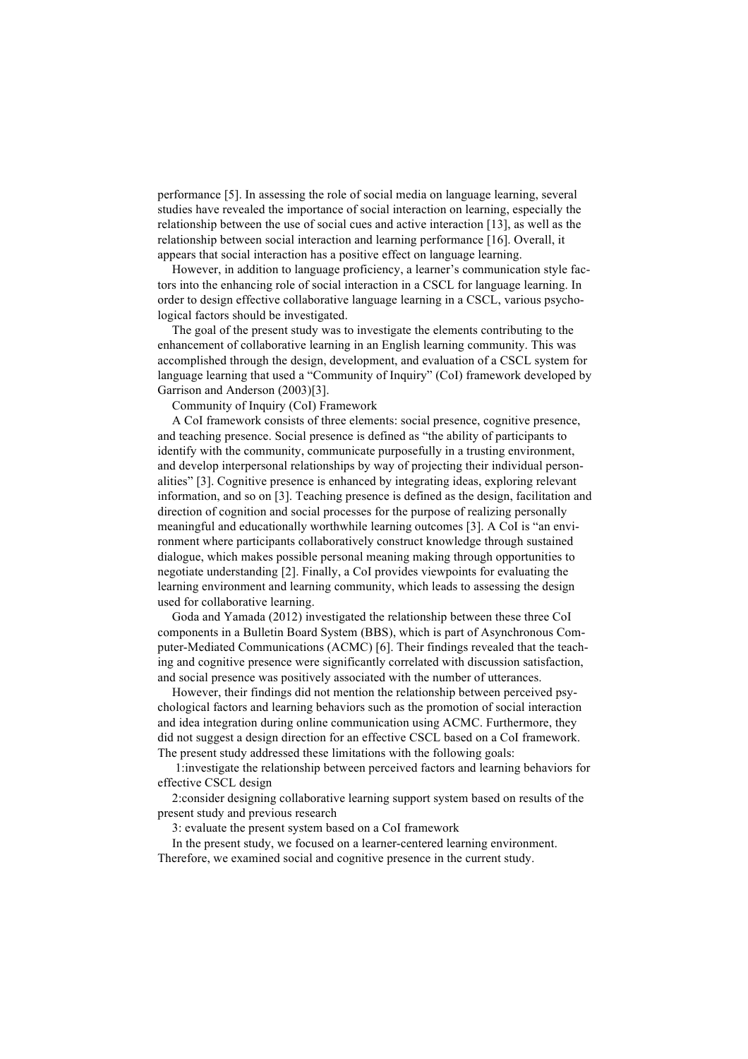performance [5]. In assessing the role of social media on language learning, several studies have revealed the importance of social interaction on learning, especially the relationship between the use of social cues and active interaction [13], as well as the relationship between social interaction and learning performance [16]. Overall, it appears that social interaction has a positive effect on language learning.

However, in addition to language proficiency, a learner's communication style factors into the enhancing role of social interaction in a CSCL for language learning. In order to design effective collaborative language learning in a CSCL, various psychological factors should be investigated.

The goal of the present study was to investigate the elements contributing to the enhancement of collaborative learning in an English learning community. This was accomplished through the design, development, and evaluation of a CSCL system for language learning that used a "Community of Inquiry" (CoI) framework developed by Garrison and Anderson (2003)[3].

## Community of Inquiry (CoI) Framework

A CoI framework consists of three elements: social presence, cognitive presence, and teaching presence. Social presence is defined as "the ability of participants to identify with the community, communicate purposefully in a trusting environment, and develop interpersonal relationships by way of projecting their individual personalities" [3]. Cognitive presence is enhanced by integrating ideas, exploring relevant information, and so on [3]. Teaching presence is defined as the design, facilitation and direction of cognition and social processes for the purpose of realizing personally meaningful and educationally worthwhile learning outcomes [3]. A CoI is "an environment where participants collaboratively construct knowledge through sustained dialogue, which makes possible personal meaning making through opportunities to negotiate understanding [2]. Finally, a CoI provides viewpoints for evaluating the learning environment and learning community, which leads to assessing the design used for collaborative learning.

Goda and Yamada (2012) investigated the relationship between these three CoI components in a Bulletin Board System (BBS), which is part of Asynchronous Computer-Mediated Communications (ACMC) [6]. Their findings revealed that the teaching and cognitive presence were significantly correlated with discussion satisfaction, and social presence was positively associated with the number of utterances.

However, their findings did not mention the relationship between perceived psychological factors and learning behaviors such as the promotion of social interaction and idea integration during online communication using ACMC. Furthermore, they did not suggest a design direction for an effective CSCL based on a CoI framework. The present study addressed these limitations with the following goals:

1:investigate the relationship between perceived factors and learning behaviors for effective CSCL design

2:consider designing collaborative learning support system based on results of the present study and previous research

3: evaluate the present system based on a CoI framework

In the present study, we focused on a learner-centered learning environment. Therefore, we examined social and cognitive presence in the current study.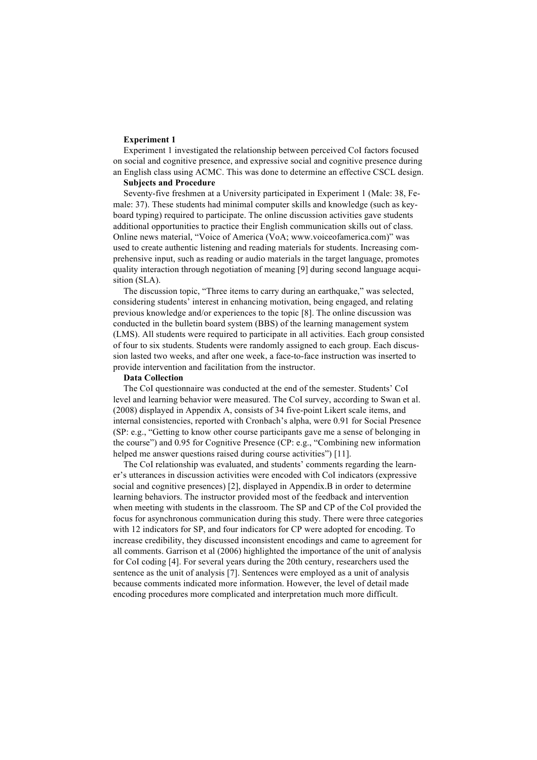**Experiment 1**

Experiment 1 investigated the relationship between perceived CoI factors focused on social and cognitive presence, and expressive social and cognitive presence during an English class using ACMC. This was done to determine an effective CSCL design.

**Subjects and Procedure**

Seventy-five freshmen at a University participated in Experiment 1 (Male: 38, Female: 37). These students had minimal computer skills and knowledge (such as keyboard typing) required to participate. The online discussion activities gave students additional opportunities to practice their English communication skills out of class. Online news material, "Voice of America (VoA; www.voiceofamerica.com)" was used to create authentic listening and reading materials for students. Increasing comprehensive input, such as reading or audio materials in the target language, promotes quality interaction through negotiation of meaning [9] during second language acquisition (SLA).

The discussion topic, "Three items to carry during an earthquake," was selected, considering students' interest in enhancing motivation, being engaged, and relating previous knowledge and/or experiences to the topic [8]. The online discussion was conducted in the bulletin board system (BBS) of the learning management system (LMS). All students were required to participate in all activities. Each group consisted of four to six students. Students were randomly assigned to each group. Each discussion lasted two weeks, and after one week, a face-to-face instruction was inserted to provide intervention and facilitation from the instructor.

**Data Collection**

The CoI questionnaire was conducted at the end of the semester. Students' CoI level and learning behavior were measured. The CoI survey, according to Swan et al. (2008) displayed in Appendix A, consists of 34 five-point Likert scale items, and internal consistencies, reported with Cronbach's alpha, were 0.91 for Social Presence (SP: e.g., "Getting to know other course participants gave me a sense of belonging in the course") and 0.95 for Cognitive Presence (CP: e.g., "Combining new information helped me answer questions raised during course activities") [11].

The CoI relationship was evaluated, and students' comments regarding the learner's utterances in discussion activities were encoded with CoI indicators (expressive social and cognitive presences) [2], displayed in Appendix.B in order to determine learning behaviors. The instructor provided most of the feedback and intervention when meeting with students in the classroom. The SP and CP of the CoI provided the focus for asynchronous communication during this study. There were three categories with 12 indicators for SP, and four indicators for CP were adopted for encoding. To increase credibility, they discussed inconsistent encodings and came to agreement for all comments. Garrison et al (2006) highlighted the importance of the unit of analysis for CoI coding [4]. For several years during the 20th century, researchers used the sentence as the unit of analysis [7]. Sentences were employed as a unit of analysis because comments indicated more information. However, the level of detail made encoding procedures more complicated and interpretation much more difficult.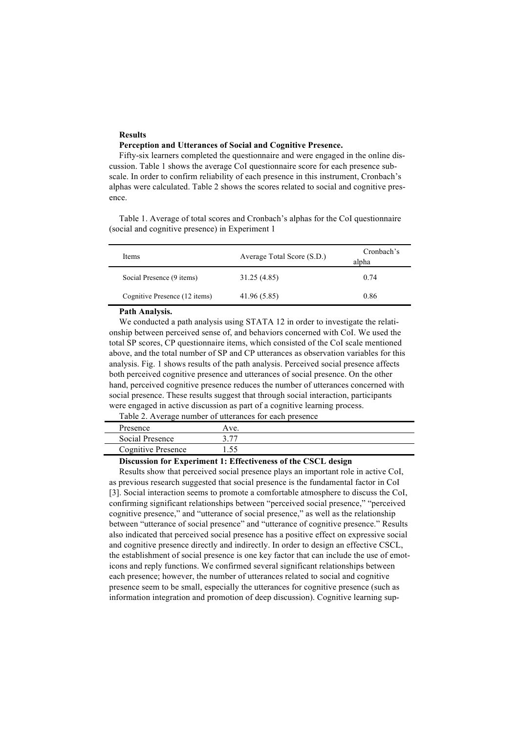**Results**

**Perception and Utterances of Social and Cognitive Presence.**

Fifty-six learners completed the questionnaire and were engaged in the online discussion. Table 1 shows the average CoI questionnaire score for each presence subscale. In order to confirm reliability of each presence in this instrument, Cronbach's alphas were calculated. Table 2 shows the scores related to social and cognitive presence.

Table 1. Average of total scores and Cronbach's alphas for the CoI questionnaire (social and cognitive presence) in Experiment 1

| Items | Average Total Score (S.D.) | Cronbach's alpha |
|---|---|---|
| Social Presence (9 items) | 31.25 (4.85) | 0.74 |
| Cognitive Presence (12 items) | 41.96 (5.85) | 0.86 |

**Path Analysis.**

We conducted a path analysis using STATA 12 in order to investigate the relationship between perceived sense of, and behaviors concerned with CoI. We used the total SP scores, CP questionnaire items, which consisted of the CoI scale mentioned above, and the total number of SP and CP utterances as observation variables for this analysis. Fig. 1 shows results of the path analysis. Perceived social presence affects both perceived cognitive presence and utterances of social presence. On the other hand, perceived cognitive presence reduces the number of utterances concerned with social presence. These results suggest that through social interaction, participants were engaged in active discussion as part of a cognitive learning process.

Table 2. Average number of utterances for each presence

| Presence | Ave. |
|---|---|
| Social Presence | 3.77 |
| Cognitive Presence | 1.55 |

**Discussion for Experiment 1: Effectiveness of the CSCL design**

Results show that perceived social presence plays an important role in active CoI, as previous research suggested that social presence is the fundamental factor in CoI [3]. Social interaction seems to promote a comfortable atmosphere to discuss the CoI, confirming significant relationships between "perceived social presence," "perceived cognitive presence," and "utterance of social presence," as well as the relationship between "utterance of social presence" and "utterance of cognitive presence." Results also indicated that perceived social presence has a positive effect on expressive social and cognitive presence directly and indirectly. In order to design an effective CSCL, the establishment of social presence is one key factor that can include the use of emoticons and reply functions. We confirmed several significant relationships between each presence; however, the number of utterances related to social and cognitive presence seem to be small, especially the utterances for cognitive presence (such as information integration and promotion of deep discussion). Cognitive learning sup-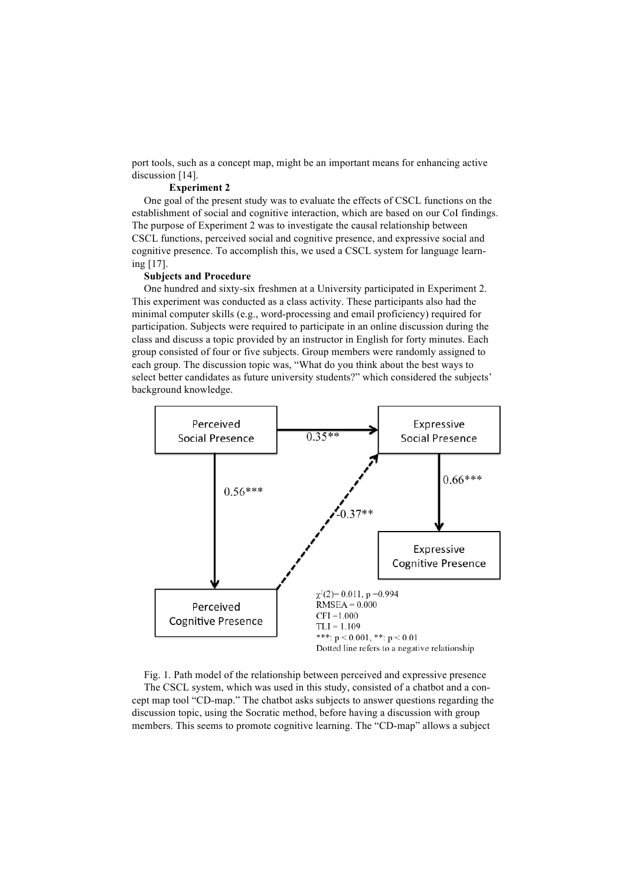port tools, such as a concept map, might be an important means for enhancing active discussion [14].

**Experiment 2**

One goal of the present study was to evaluate the effects of CSCL functions on the establishment of social and cognitive interaction, which are based on our CoI findings. The purpose of Experiment 2 was to investigate the causal relationship between CSCL functions, perceived social and cognitive presence, and expressive social and cognitive presence. To accomplish this, we used a CSCL system for language learning [17].

**Subjects and Procedure**

One hundred and sixty-six freshmen at a University participated in Experiment 2. This experiment was conducted as a class activity. These participants also had the minimal computer skills (e.g., word-processing and email proficiency) required for participation. Subjects were required to participate in an online discussion during the class and discuss a topic provided by an instructor in English for forty minutes. Each group consisted of four or five subjects. Group members were randomly assigned to each group. The discussion topic was, "What do you think about the best ways to select better candidates as future university students?" which considered the subjects' background knowledge.

$\chi^2(2) = 0.011$, $p = 0.994$
RMSEA = 0.000
CFI = 1.000
TLI = 1.109
***: $p < 0.001$, **: $p < 0.01$
Dotted line refers to a negative relationship

Fig. 1. Path model of the relationship between perceived and expressive presence

The CSCL system, which was used in this study, consisted of a chatbot and a concept map tool "CD-map." The chatbot asks subjects to answer questions regarding the discussion topic, using the Socratic method, before having a discussion with group members. This seems to promote cognitive learning. The "CD-map" allows a subject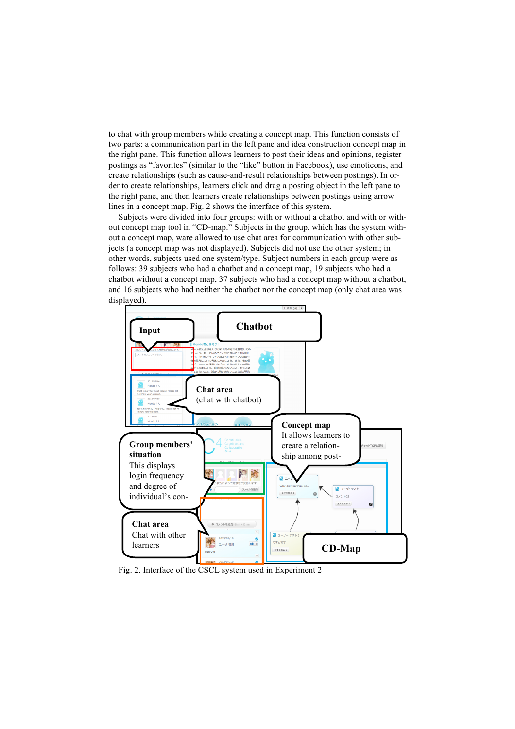to chat with group members while creating a concept map. This function consists of two parts: a communication part in the left pane and idea construction concept map in the right pane. This function allows learners to post their ideas and opinions, register postings as “favorites” (similar to the “like” button in Facebook), use emoticons, and create relationships (such as cause-and-result relationships between postings). In order to create relationships, learners click and drag a posting object in the left pane to the right pane, and then learners create relationships between postings using arrow lines in a concept map. Fig. 2 shows the interface of this system.

Subjects were divided into four groups: with or without a chatbot and with or without concept map tool in “CD-map.” Subjects in the group, which has the system without a concept map, ware allowed to use chat area for communication with other subjects (a concept map was not displayed). Subjects did not use the other system; in other words, subjects used one system/type. Subject numbers in each group were as follows: 39 subjects who had a chatbot and a concept map, 19 subjects who had a chatbot without a concept map, 37 subjects who had a concept map without a chatbot, and 16 subjects who had neither the chatbot nor the concept map (only chat area was displayed).

Fig. 2. Interface of the CSCL system used in Experiment 2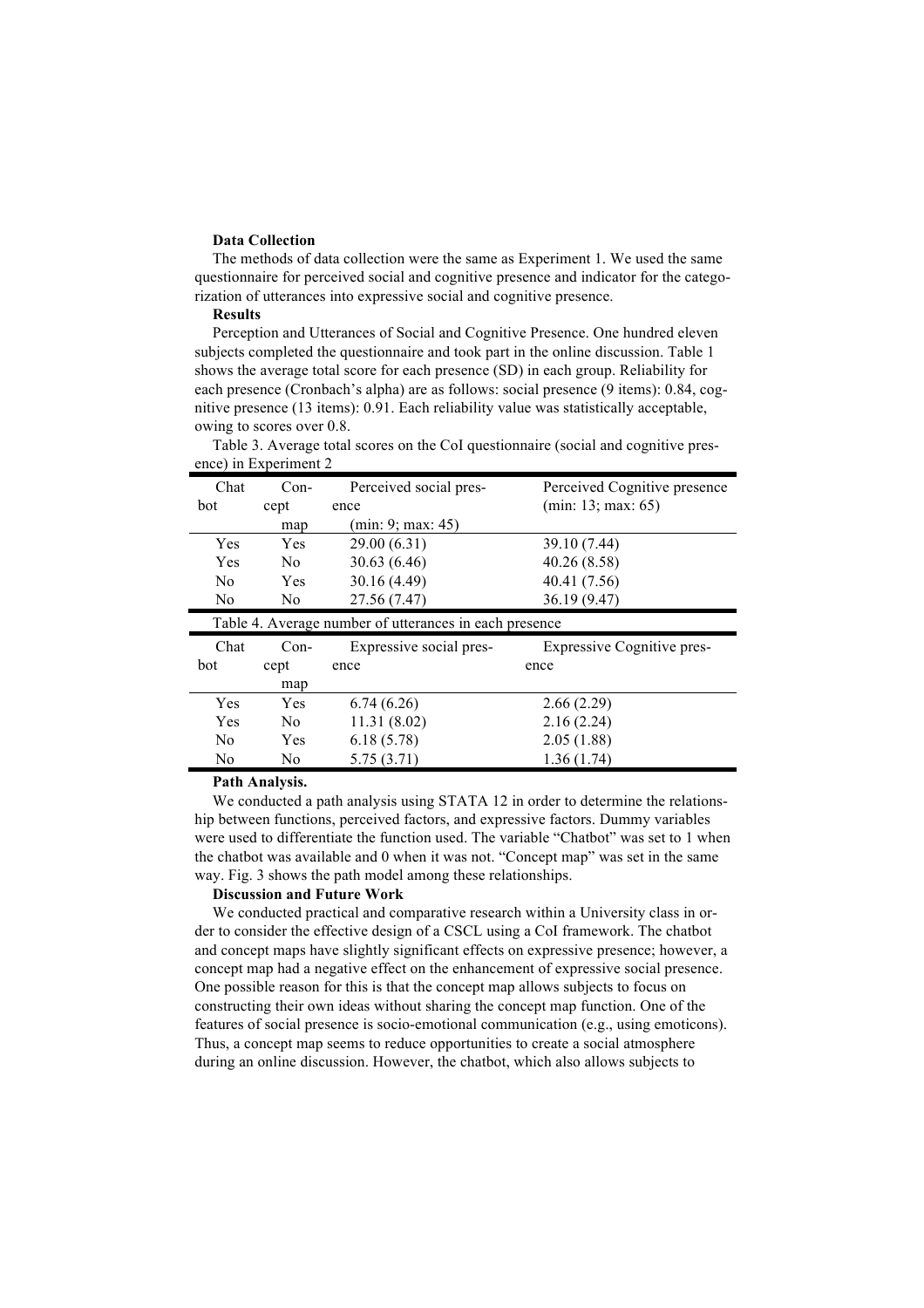**Data Collection**

The methods of data collection were the same as Experiment 1. We used the same questionnaire for perceived social and cognitive presence and indicator for the categorization of utterances into expressive social and cognitive presence.

**Results**

Perception and Utterances of Social and Cognitive Presence. One hundred eleven subjects completed the questionnaire and took part in the online discussion. Table 1 shows the average total score for each presence (SD) in each group. Reliability for each presence (Cronbach's alpha) are as follows: social presence (9 items): 0.84, cognitive presence (13 items): 0.91. Each reliability value was statistically acceptable, owing to scores over 0.8.

Table 3. Average total scores on the CoI questionnaire (social and cognitive presence) in Experiment 2

| Chatbot | Concept map | Perceived social presence (min: 9; max: 45) | Perceived Cognitive presence (min: 13; max: 65) |
|---|---|---|---|
| Yes | Yes | 29.00 (6.31) | 39.10 (7.44) |
| Yes | No | 30.63 (6.46) | 40.26 (8.58) |
| No | Yes | 30.16 (4.49) | 40.41 (7.56) |
| No | No | 27.56 (7.47) | 36.19 (9.47) |

Table 4. Average number of utterances in each presence

| Chatbot | Concept map | Expressive social presence | Expressive Cognitive presence |
|---|---|---|---|
| Yes | Yes | 6.74 (6.26) | 2.66 (2.29) |
| Yes | No | 11.31 (8.02) | 2.16 (2.24) |
| No | Yes | 6.18 (5.78) | 2.05 (1.88) |
| No | No | 5.75 (3.71) | 1.36 (1.74) |

**Path Analysis.**

We conducted a path analysis using STATA 12 in order to determine the relationship between functions, perceived factors, and expressive factors. Dummy variables were used to differentiate the function used. The variable "Chatbot" was set to 1 when the chatbot was available and 0 when it was not. "Concept map" was set in the same way. Fig. 3 shows the path model among these relationships.

**Discussion and Future Work**

We conducted practical and comparative research within a University class in order to consider the effective design of a CSCL using a CoI framework. The chatbot and concept maps have slightly significant effects on expressive presence; however, a concept map had a negative effect on the enhancement of expressive social presence. One possible reason for this is that the concept map allows subjects to focus on constructing their own ideas without sharing the concept map function. One of the features of social presence is socio-emotional communication (e.g., using emoticons). Thus, a concept map seems to reduce opportunities to create a social atmosphere during an online discussion. However, the chatbot, which also allows subjects to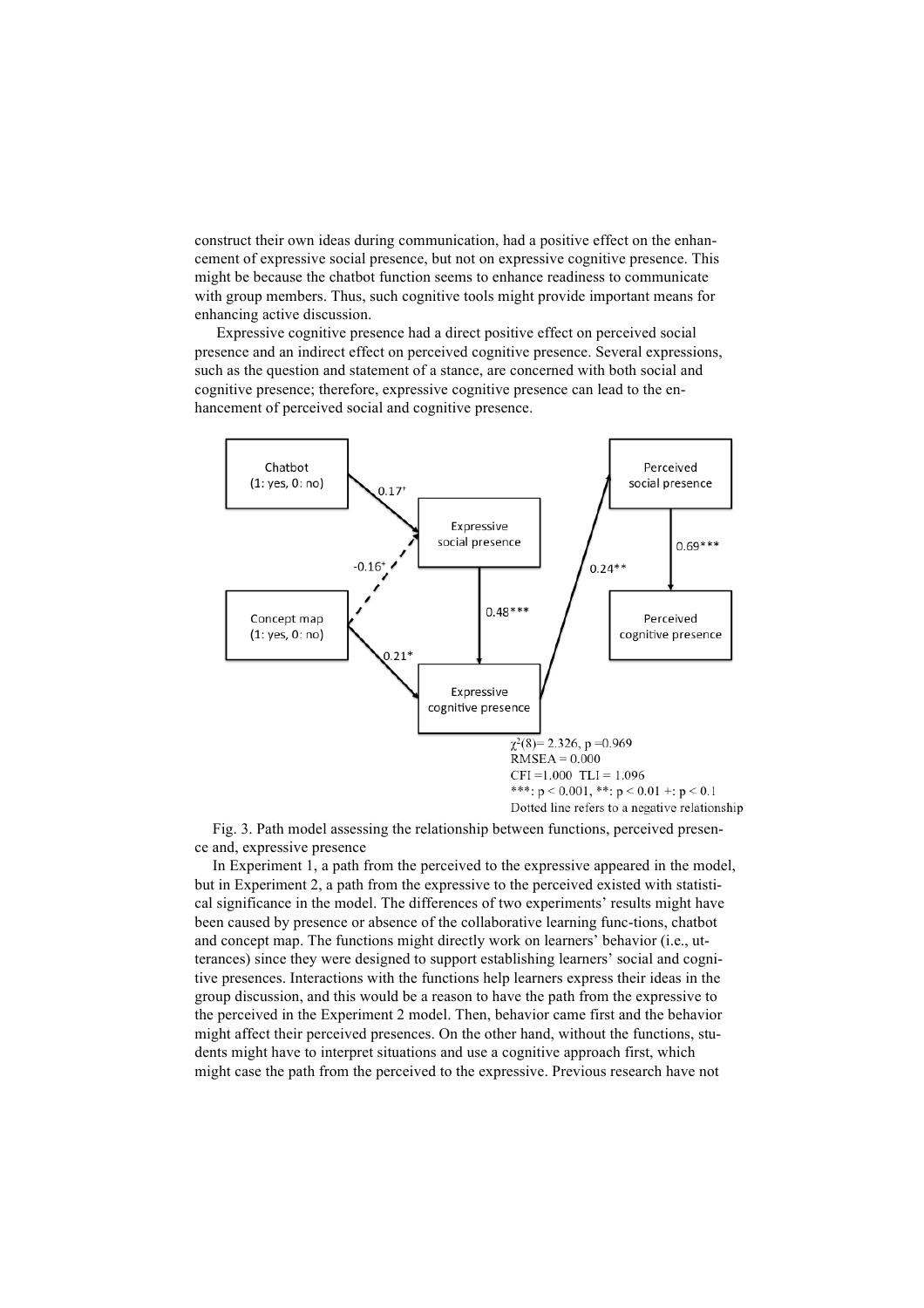construct their own ideas during communication, had a positive effect on the enhancement of expressive social presence, but not on expressive cognitive presence. This might be because the chatbot function seems to enhance readiness to communicate with group members. Thus, such cognitive tools might provide important means for enhancing active discussion.

Expressive cognitive presence had a direct positive effect on perceived social presence and an indirect effect on perceived cognitive presence. Several expressions, such as the question and statement of a stance, are concerned with both social and cognitive presence; therefore, expressive cognitive presence can lead to the enhancement of perceived social and cognitive presence.

Chatbot (1: yes, 0: no) → Expressive social presence: $0.17^{+}$

Concept map (1: yes, 0: no) → Expressive social presence: $-0.16^{+}$

Concept map (1: yes, 0: no) → Expressive cognitive presence: $0.21^{*}$

Expressive social presence → Expressive cognitive presence: $0.48^{***}$

Expressive cognitive presence → Perceived social presence: $0.24^{**}$

Perceived social presence → Perceived cognitive presence: $0.69^{***}$

$\chi^2(8) = 2.326$, $p = 0.969$
RMSEA = 0.000
CFI = 1.000 TLI = 1.096
***: $p < 0.001$, **: $p < 0.01$ +: $p < 0.1$
Dotted line refers to a negative relationship

Fig. 3. Path model assessing the relationship between functions, perceived presence and, expressive presence

In Experiment 1, a path from the perceived to the expressive appeared in the model, but in Experiment 2, a path from the expressive to the perceived existed with statistical significance in the model. The differences of two experiments' results might have been caused by presence or absence of the collaborative learning functions, chatbot and concept map. The functions might directly work on learners' behavior (i.e., utterances) since they were designed to support establishing learners' social and cognitive presences. Interactions with the functions help learners express their ideas in the group discussion, and this would be a reason to have the path from the expressive to the perceived in the Experiment 2 model. Then, behavior came first and the behavior might affect their perceived presences. On the other hand, without the functions, students might have to interpret situations and use a cognitive approach first, which might case the path from the perceived to the expressive. Previous research have not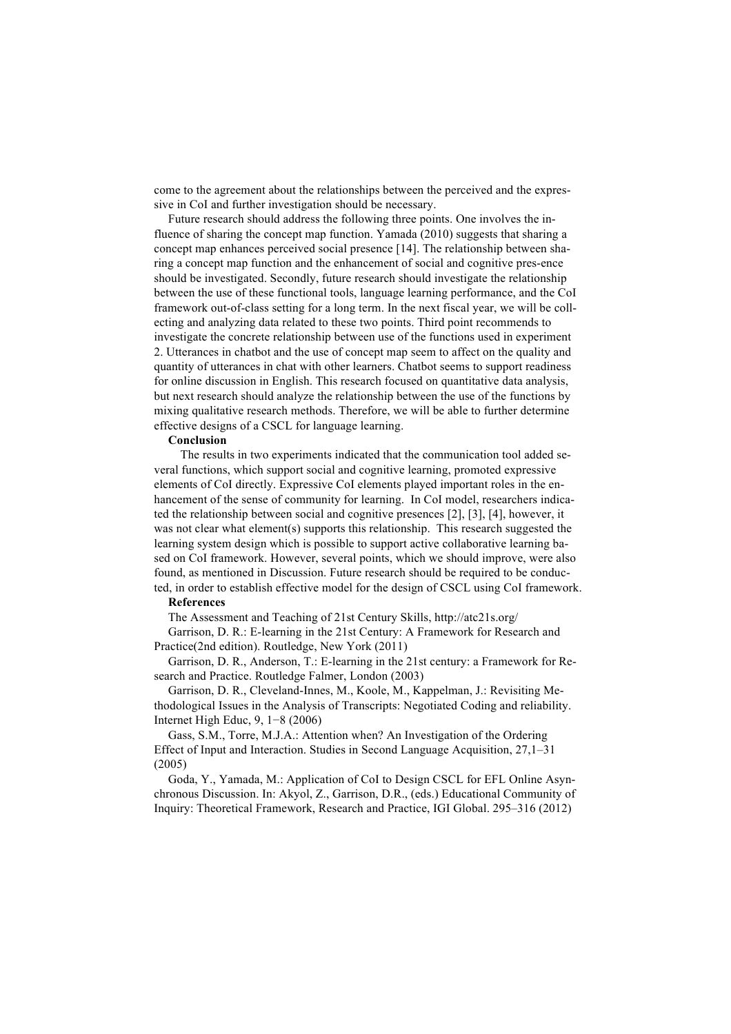come to the agreement about the relationships between the perceived and the expressive in CoI and further investigation should be necessary.

Future research should address the following three points. One involves the influence of sharing the concept map function. Yamada (2010) suggests that sharing a concept map enhances perceived social presence [14]. The relationship between sharing a concept map function and the enhancement of social and cognitive pres-ence should be investigated. Secondly, future research should investigate the relationship between the use of these functional tools, language learning performance, and the CoI framework out-of-class setting for a long term. In the next fiscal year, we will be collecting and analyzing data related to these two points. Third point recommends to investigate the concrete relationship between use of the functions used in experiment 2. Utterances in chatbot and the use of concept map seem to affect on the quality and quantity of utterances in chat with other learners. Chatbot seems to support readiness for online discussion in English. This research focused on quantitative data analysis, but next research should analyze the relationship between the use of the functions by mixing qualitative research methods. Therefore, we will be able to further determine effective designs of a CSCL for language learning.

**Conclusion**

The results in two experiments indicated that the communication tool added several functions, which support social and cognitive learning, promoted expressive elements of CoI directly. Expressive CoI elements played important roles in the enhancement of the sense of community for learning. In CoI model, researchers indicated the relationship between social and cognitive presences [2], [3], [4], however, it was not clear what element(s) supports this relationship. This research suggested the learning system design which is possible to support active collaborative learning based on CoI framework. However, several points, which we should improve, were also found, as mentioned in Discussion. Future research should be required to be conducted, in order to establish effective model for the design of CSCL using CoI framework.

**References**

The Assessment and Teaching of 21st Century Skills, http://atc21s.org/

Garrison, D. R.: E-learning in the 21st Century: A Framework for Research and Practice(2nd edition). Routledge, New York (2011)

Garrison, D. R., Anderson, T.: E-learning in the 21st century: a Framework for Research and Practice. Routledge Falmer, London (2003)

Garrison, D. R., Cleveland-Innes, M., Koole, M., Kappelman, J.: Revisiting Methodological Issues in the Analysis of Transcripts: Negotiated Coding and reliability. Internet High Educ, 9, 1−8 (2006)

Gass, S.M., Torre, M.J.A.: Attention when? An Investigation of the Ordering Effect of Input and Interaction. Studies in Second Language Acquisition, 27,1–31 (2005)

Goda, Y., Yamada, M.: Application of CoI to Design CSCL for EFL Online Asynchronous Discussion. In: Akyol, Z., Garrison, D.R., (eds.) Educational Community of Inquiry: Theoretical Framework, Research and Practice, IGI Global. 295–316 (2012)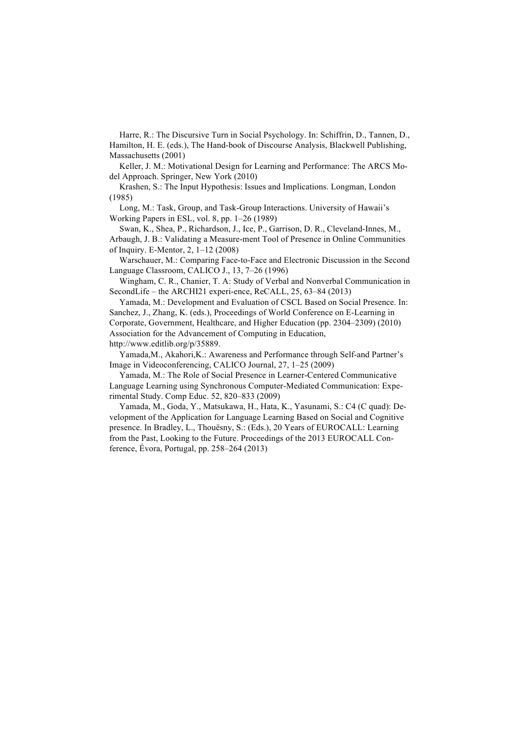Harre, R.: The Discursive Turn in Social Psychology. In: Schiffrin, D., Tannen, D., Hamilton, H. E. (eds.), The Hand-book of Discourse Analysis, Blackwell Publishing, Massachusetts (2001)

Keller, J. M.: Motivational Design for Learning and Performance: The ARCS Model Approach. Springer, New York (2010)

Krashen, S.: The Input Hypothesis: Issues and Implications. Longman, London (1985)

Long, M.: Task, Group, and Task-Group Interactions. University of Hawaii's Working Papers in ESL, vol. 8, pp. 1–26 (1989)

Swan, K., Shea, P., Richardson, J., Ice, P., Garrison, D. R., Cleveland-Innes, M., Arbaugh, J. B.: Validating a Measure-ment Tool of Presence in Online Communities of Inquiry. E-Mentor, 2, 1–12 (2008)

Warschauer, M.: Comparing Face-to-Face and Electronic Discussion in the Second Language Classroom, CALICO J., 13, 7–26 (1996)

Wingham, C. R., Chanier, T. A: Study of Verbal and Nonverbal Communication in SecondLife – the ARCHI21 experi-ence, ReCALL, 25, 63–84 (2013)

Yamada, M.: Development and Evaluation of CSCL Based on Social Presence. In: Sanchez, J., Zhang, K. (eds.), Proceedings of World Conference on E-Learning in Corporate, Government, Healthcare, and Higher Education (pp. 2304–2309) (2010) Association for the Advancement of Computing in Education, http://www.editlib.org/p/35889.

Yamada,M., Akahori,K.: Awareness and Performance through Self-and Partner's Image in Videoconferencing, CALICO Journal, 27, 1–25 (2009)

Yamada, M.: The Role of Social Presence in Learner-Centered Communicative Language Learning using Synchronous Computer-Mediated Communication: Experimental Study. Comp Educ. 52, 820–833 (2009)

Yamada, M., Goda, Y., Matsukawa, H., Hata, K., Yasunami, S.: C4 (C quad): Development of the Application for Language Learning Based on Social and Cognitive presence. In Bradley, L., Thouësny, S.: (Eds.), 20 Years of EUROCALL: Learning from the Past, Looking to the Future. Proceedings of the 2013 EUROCALL Conference, Évora, Portugal, pp. 258–264 (2013)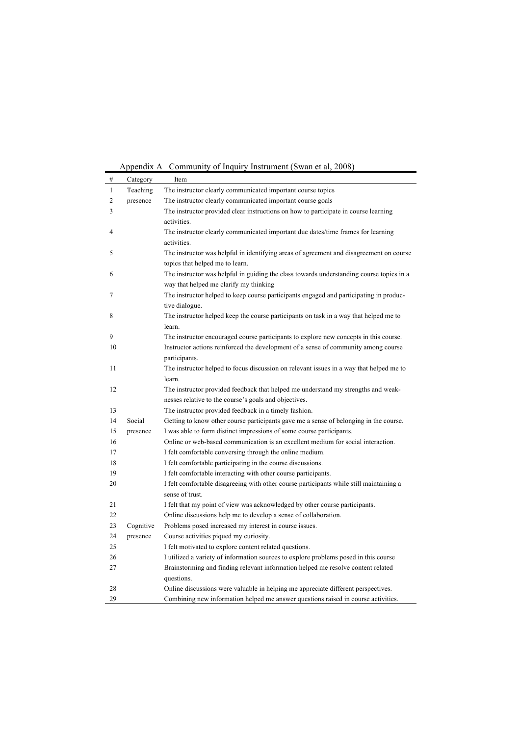Appendix A Community of Inquiry Instrument (Swan et al, 2008)

| # | Category | Item |
|---|---|---|
| 1 | Teaching presence | The instructor clearly communicated important course topics |
| 2 | | The instructor clearly communicated important course goals |
| 3 | | The instructor provided clear instructions on how to participate in course learning activities. |
| 4 | | The instructor clearly communicated important due dates/time frames for learning activities. |
| 5 | | The instructor was helpful in identifying areas of agreement and disagreement on course topics that helped me to learn. |
| 6 | | The instructor was helpful in guiding the class towards understanding course topics in a way that helped me clarify my thinking |
| 7 | | The instructor helped to keep course participants engaged and participating in productive dialogue. |
| 8 | | The instructor helped keep the course participants on task in a way that helped me to learn. |
| 9 | | The instructor encouraged course participants to explore new concepts in this course. |
| 10 | | Instructor actions reinforced the development of a sense of community among course participants. |
| 11 | | The instructor helped to focus discussion on relevant issues in a way that helped me to learn. |
| 12 | | The instructor provided feedback that helped me understand my strengths and weaknesses relative to the course's goals and objectives. |
| 13 | | The instructor provided feedback in a timely fashion. |
| 14 | Social presence | Getting to know other course participants gave me a sense of belonging in the course. |
| 15 | | I was able to form distinct impressions of some course participants. |
| 16 | | Online or web-based communication is an excellent medium for social interaction. |
| 17 | | I felt comfortable conversing through the online medium. |
| 18 | | I felt comfortable participating in the course discussions. |
| 19 | | I felt comfortable interacting with other course participants. |
| 20 | | I felt comfortable disagreeing with other course participants while still maintaining a sense of trust. |
| 21 | | I felt that my point of view was acknowledged by other course participants. |
| 22 | | Online discussions help me to develop a sense of collaboration. |
| 23 | Cognitive presence | Problems posed increased my interest in course issues. |
| 24 | | Course activities piqued my curiosity. |
| 25 | | I felt motivated to explore content related questions. |
| 26 | | I utilized a variety of information sources to explore problems posed in this course |
| 27 | | Brainstorming and finding relevant information helped me resolve content related questions. |
| 28 | | Online discussions were valuable in helping me appreciate different perspectives. |
| 29 | | Combining new information helped me answer questions raised in course activities. |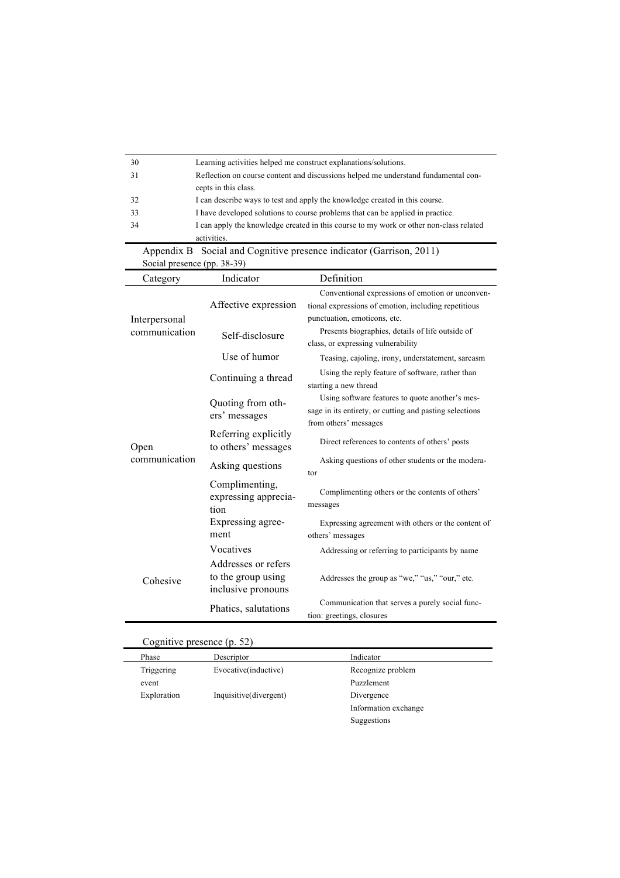| | |
|---|---|
| 30 | Learning activities helped me construct explanations/solutions. |
| 31 | Reflection on course content and discussions helped me understand fundamental concepts in this class. |
| 32 | I can describe ways to test and apply the knowledge created in this course. |
| 33 | I have developed solutions to course problems that can be applied in practice. |
| 34 | I can apply the knowledge created in this course to my work or other non-class related activities. |

Appendix B Social and Cognitive presence indicator (Garrison, 2011)

Social presence (pp. 38-39)

| Category | Indicator | Definition |
|---|---|---|
| Interpersonal communication | Affective expression | Conventional expressions of emotion or unconventional expressions of emotion, including repetitious punctuation, emoticons, etc. |
| | Self-disclosure | Presents biographies, details of life outside of class, or expressing vulnerability |
| | Use of humor | Teasing, cajoling, irony, understatement, sarcasm |
| Open communication | Continuing a thread | Using the reply feature of software, rather than starting a new thread |
| | Quoting from others' messages | Using software features to quote another's message in its entirety, or cutting and pasting selections from others' messages |
| | Referring explicitly to others' messages | Direct references to contents of others' posts |
| | Asking questions | Asking questions of other students or the moderator |
| | Complimenting, expressing appreciation | Complimenting others or the contents of others' messages |
| | Expressing agreement | Expressing agreement with others or the content of others' messages |
| Cohesive | Vocatives | Addressing or referring to participants by name |
| | Addresses or refers to the group using inclusive pronouns | Addresses the group as "we," "us," "our," etc. |
| | Phatics, salutations | Communication that serves a purely social function: greetings, closures |

Cognitive presence (p. 52)

| Phase | Descriptor | Indicator |
|---|---|---|
| Triggering event | Evocative(inductive) | Recognize problem |
| | | Puzzlement |
| Exploration | Inquisitive(divergent) | Divergence |
| | | Information exchange |
| | | Suggestions |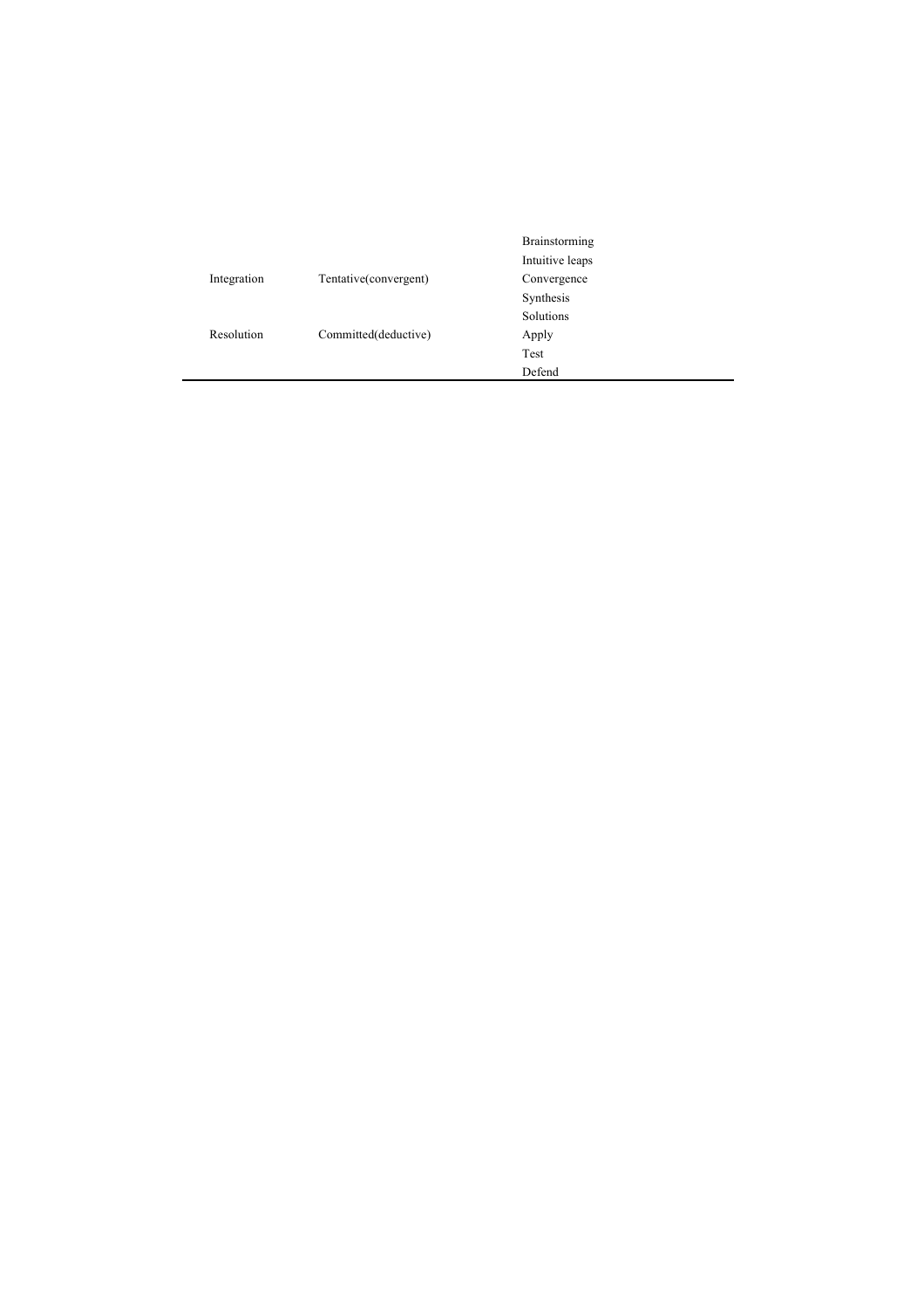| | | |
|---|---|---|
| | | Brainstorming |
| | | Intuitive leaps |
| Integration | Tentative(convergent) | Convergence |
| | | Synthesis |
| | | Solutions |
| Resolution | Committed(deductive) | Apply |
| | | Test |
| | | Defend |